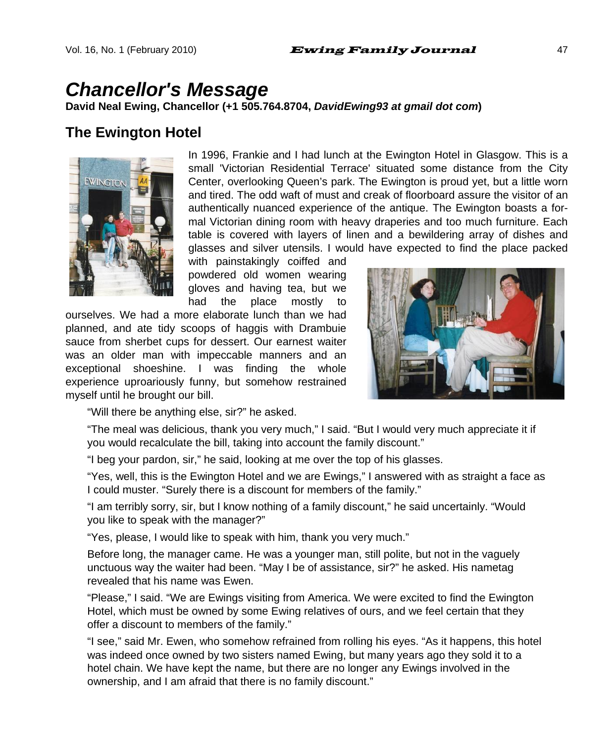# Chancellor's Message

**David Neal Ewing, Chancellor (+1 505.764.8704, *DavidEwing93 at gmail dot com*)**

## The Ewington Hotel

In 1996, Frankie and I had lunch at the Ewington Hotel in Glasgow. This is a small 'Victorian Residential Terrace' situated some distance from the City Center, overlooking Queen's park. The Ewington is proud yet, but a little worn and tired. The odd waft of must and creak of floorboard assure the visitor of an authentically nuanced experience of the antique. The Ewington boasts a formal Victorian dining room with heavy draperies and too much furniture. Each table is covered with layers of linen and a bewildering array of dishes and glasses and silver utensils. I would have expected to find the place packed with painstakingly coiffed and powdered old women wearing gloves and having tea, but we had the place mostly to ourselves. We had a more elaborate lunch than we had planned, and ate tidy scoops of haggis with Drambuie sauce from sherbet cups for dessert. Our earnest waiter was an older man with impeccable manners and an exceptional shoeshine. I was finding the whole experience uproariously funny, but somehow restrained myself until he brought our bill.

"Will there be anything else, sir?" he asked.

"The meal was delicious, thank you very much," I said. "But I would very much appreciate it if you would recalculate the bill, taking into account the family discount."

"I beg your pardon, sir," he said, looking at me over the top of his glasses.

"Yes, well, this is the Ewington Hotel and we are Ewings," I answered with as straight a face as I could muster. "Surely there is a discount for members of the family."

"I am terribly sorry, sir, but I know nothing of a family discount," he said uncertainly. "Would you like to speak with the manager?"

"Yes, please, I would like to speak with him, thank you very much."

Before long, the manager came. He was a younger man, still polite, but not in the vaguely unctuous way the waiter had been. "May I be of assistance, sir?" he asked. His nametag revealed that his name was Ewen.

"Please," I said. "We are Ewings visiting from America. We were excited to find the Ewington Hotel, which must be owned by some Ewing relatives of ours, and we feel certain that they offer a discount to members of the family."

"I see," said Mr. Ewen, who somehow refrained from rolling his eyes. "As it happens, this hotel was indeed once owned by two sisters named Ewing, but many years ago they sold it to a hotel chain. We have kept the name, but there are no longer any Ewings involved in the ownership, and I am afraid that there is no family discount."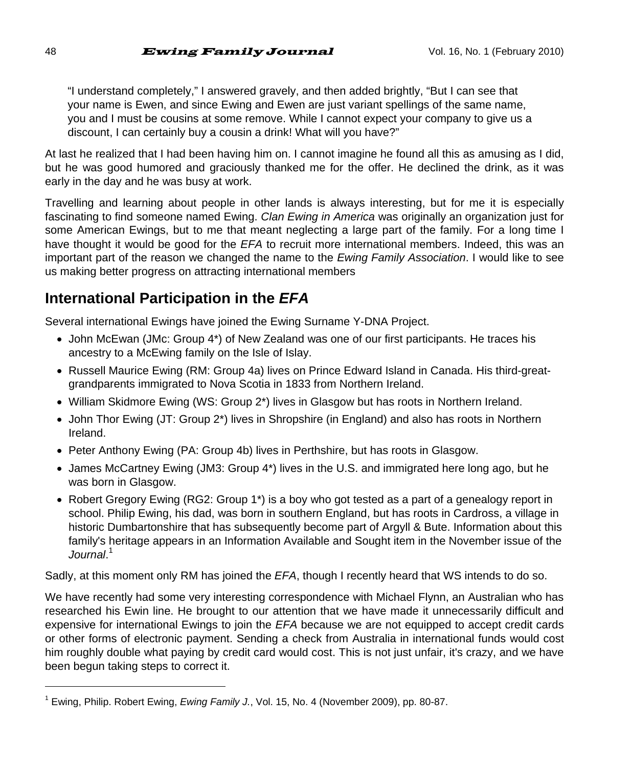"I understand completely," I answered gravely, and then added brightly, "But I can see that your name is Ewen, and since Ewing and Ewen are just variant spellings of the same name, you and I must be cousins at some remove. While I cannot expect your company to give us a discount, I can certainly buy a cousin a drink! What will you have?"

At last he realized that I had been having him on. I cannot imagine he found all this as amusing as I did, but he was good humored and graciously thanked me for the offer. He declined the drink, as it was early in the day and he was busy at work.

Travelling and learning about people in other lands is always interesting, but for me it is especially fascinating to find someone named Ewing. *Clan Ewing in America* was originally an organization just for some American Ewings, but to me that meant neglecting a large part of the family. For a long time I have thought it would be good for the *EFA* to recruit more international members. Indeed, this was an important part of the reason we changed the name to the *Ewing Family Association*. I would like to see us making better progress on attracting international members

## International Participation in the *EFA*

Several international Ewings have joined the Ewing Surname Y-DNA Project.

- John McEwan (JMc: Group 4*) of New Zealand was one of our first participants. He traces his ancestry to a McEwing family on the Isle of Islay.
- Russell Maurice Ewing (RM: Group 4a) lives on Prince Edward Island in Canada. His third-great-grandparents immigrated to Nova Scotia in 1833 from Northern Ireland.
- William Skidmore Ewing (WS: Group 2*) lives in Glasgow but has roots in Northern Ireland.
- John Thor Ewing (JT: Group 2*) lives in Shropshire (in England) and also has roots in Northern Ireland.
- Peter Anthony Ewing (PA: Group 4b) lives in Perthshire, but has roots in Glasgow.
- James McCartney Ewing (JM3: Group 4*) lives in the U.S. and immigrated here long ago, but he was born in Glasgow.
- Robert Gregory Ewing (RG2: Group 1*) is a boy who got tested as a part of a genealogy report in school. Philip Ewing, his dad, was born in southern England, but has roots in Cardross, a village in historic Dumbartonshire that has subsequently become part of Argyll & Bute. Information about this family's heritage appears in an Information Available and Sought item in the November issue of the *Journal*.[1]

Sadly, at this moment only RM has joined the *EFA*, though I recently heard that WS intends to do so.

We have recently had some very interesting correspondence with Michael Flynn, an Australian who has researched his Ewin line. He brought to our attention that we have made it unnecessarily difficult and expensive for international Ewings to join the *EFA* because we are not equipped to accept credit cards or other forms of electronic payment. Sending a check from Australia in international funds would cost him roughly double what paying by credit card would cost. This is not just unfair, it's crazy, and we have been begun taking steps to correct it.

---

[1] Ewing, Philip. Robert Ewing, *Ewing Family J.*, Vol. 15, No. 4 (November 2009), pp. 80-87.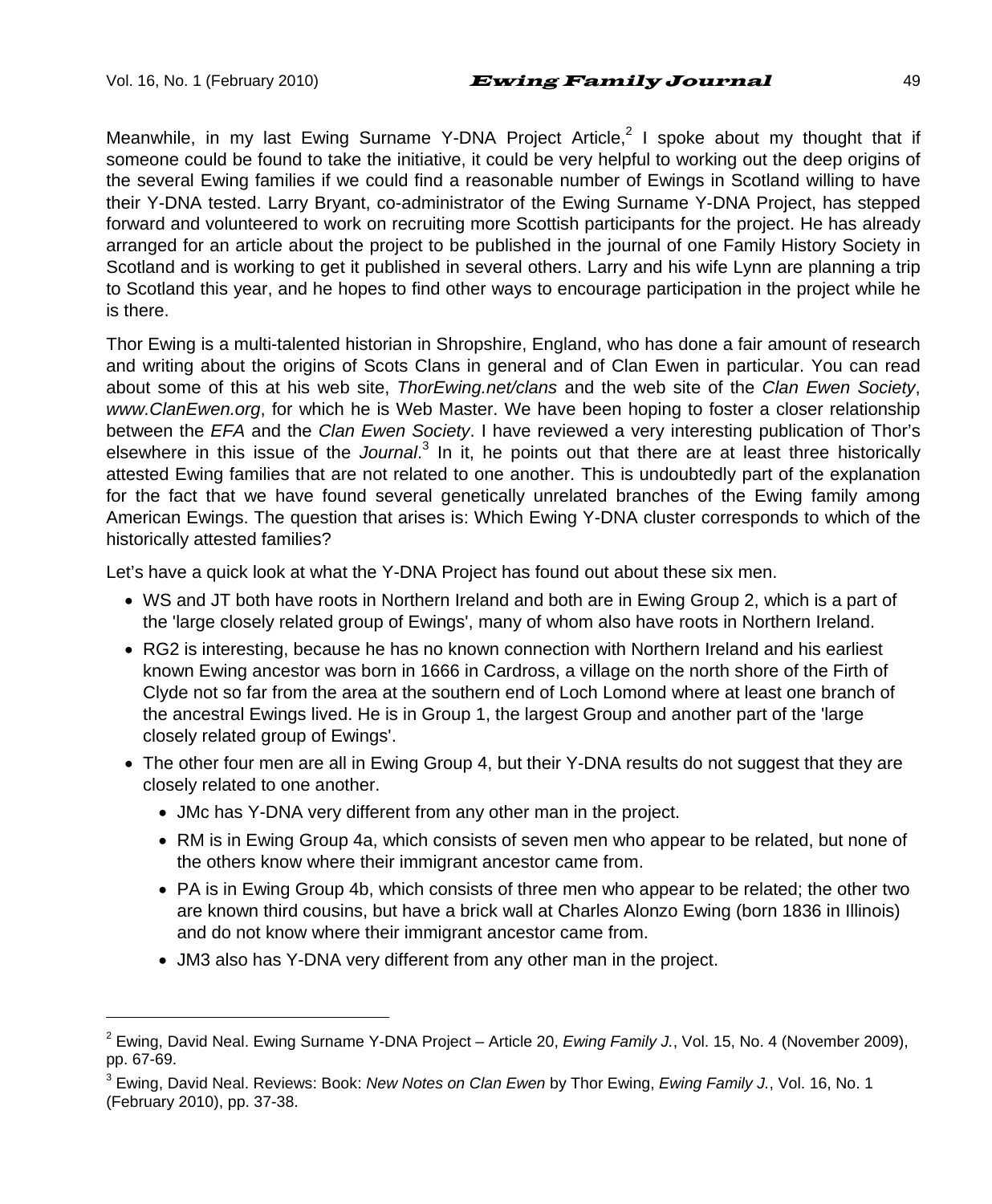Meanwhile, in my last Ewing Surname Y-DNA Project Article,[2] I spoke about my thought that if someone could be found to take the initiative, it could be very helpful to working out the deep origins of the several Ewing families if we could find a reasonable number of Ewings in Scotland willing to have their Y-DNA tested. Larry Bryant, co-administrator of the Ewing Surname Y-DNA Project, has stepped forward and volunteered to work on recruiting more Scottish participants for the project. He has already arranged for an article about the project to be published in the journal of one Family History Society in Scotland and is working to get it published in several others. Larry and his wife Lynn are planning a trip to Scotland this year, and he hopes to find other ways to encourage participation in the project while he is there.

Thor Ewing is a multi-talented historian in Shropshire, England, who has done a fair amount of research and writing about the origins of Scots Clans in general and of Clan Ewen in particular. You can read about some of this at his web site, *ThorEwing.net/clans* and the web site of the *Clan Ewen Society*, *www.ClanEwen.org*, for which he is Web Master. We have been hoping to foster a closer relationship between the *EFA* and the *Clan Ewen Society*. I have reviewed a very interesting publication of Thor's elsewhere in this issue of the *Journal*.[3] In it, he points out that there are at least three historically attested Ewing families that are not related to one another. This is undoubtedly part of the explanation for the fact that we have found several genetically unrelated branches of the Ewing family among American Ewings. The question that arises is: Which Ewing Y-DNA cluster corresponds to which of the historically attested families?

Let's have a quick look at what the Y-DNA Project has found out about these six men.

- WS and JT both have roots in Northern Ireland and both are in Ewing Group 2, which is a part of the 'large closely related group of Ewings', many of whom also have roots in Northern Ireland.
- RG2 is interesting, because he has no known connection with Northern Ireland and his earliest known Ewing ancestor was born in 1666 in Cardross, a village on the north shore of the Firth of Clyde not so far from the area at the southern end of Loch Lomond where at least one branch of the ancestral Ewings lived. He is in Group 1, the largest Group and another part of the 'large closely related group of Ewings'.
- The other four men are all in Ewing Group 4, but their Y-DNA results do not suggest that they are closely related to one another.
    - JMc has Y-DNA very different from any other man in the project.
    - RM is in Ewing Group 4a, which consists of seven men who appear to be related, but none of the others know where their immigrant ancestor came from.
    - PA is in Ewing Group 4b, which consists of three men who appear to be related; the other two are known third cousins, but have a brick wall at Charles Alonzo Ewing (born 1836 in Illinois) and do not know where their immigrant ancestor came from.
    - JM3 also has Y-DNA very different from any other man in the project.

---

[2] Ewing, David Neal. Ewing Surname Y-DNA Project – Article 20, *Ewing Family J.*, Vol. 15, No. 4 (November 2009), pp. 67-69.

[3] Ewing, David Neal. Reviews: Book: *New Notes on Clan Ewen* by Thor Ewing, *Ewing Family J.*, Vol. 16, No. 1 (February 2010), pp. 37-38.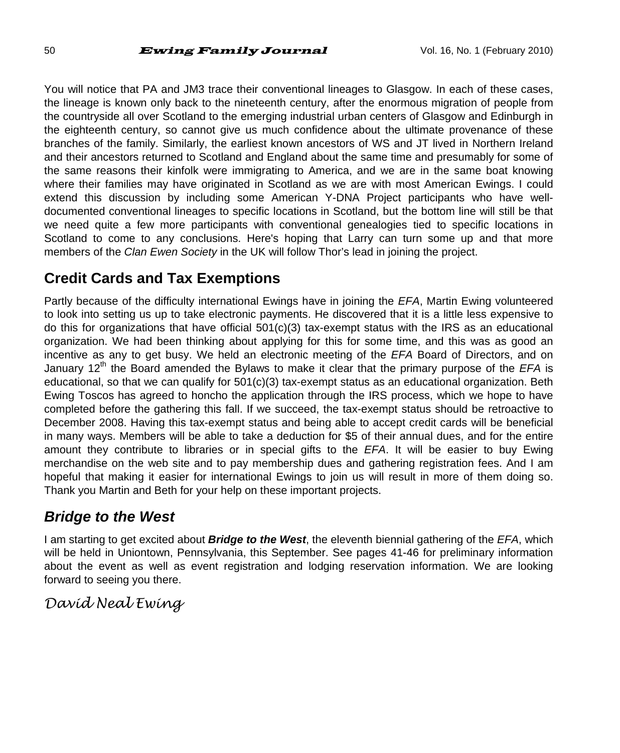You will notice that PA and JM3 trace their conventional lineages to Glasgow. In each of these cases, the lineage is known only back to the nineteenth century, after the enormous migration of people from the countryside all over Scotland to the emerging industrial urban centers of Glasgow and Edinburgh in the eighteenth century, so cannot give us much confidence about the ultimate provenance of these branches of the family. Similarly, the earliest known ancestors of WS and JT lived in Northern Ireland and their ancestors returned to Scotland and England about the same time and presumably for some of the same reasons their kinfolk were immigrating to America, and we are in the same boat knowing where their families may have originated in Scotland as we are with most American Ewings. I could extend this discussion by including some American Y-DNA Project participants who have well-documented conventional lineages to specific locations in Scotland, but the bottom line will still be that we need quite a few more participants with conventional genealogies tied to specific locations in Scotland to come to any conclusions. Here's hoping that Larry can turn some up and that more members of the *Clan Ewen Society* in the UK will follow Thor's lead in joining the project.

## Credit Cards and Tax Exemptions

Partly because of the difficulty international Ewings have in joining the *EFA*, Martin Ewing volunteered to look into setting us up to take electronic payments. He discovered that it is a little less expensive to do this for organizations that have official 501(c)(3) tax-exempt status with the IRS as an educational organization. We had been thinking about applying for this for some time, and this was as good an incentive as any to get busy. We held an electronic meeting of the *EFA* Board of Directors, and on January 12th the Board amended the Bylaws to make it clear that the primary purpose of the *EFA* is educational, so that we can qualify for 501(c)(3) tax-exempt status as an educational organization. Beth Ewing Toscos has agreed to honcho the application through the IRS process, which we hope to have completed before the gathering this fall. If we succeed, the tax-exempt status should be retroactive to December 2008. Having this tax-exempt status and being able to accept credit cards will be beneficial in many ways. Members will be able to take a deduction for $5 of their annual dues, and for the entire amount they contribute to libraries or in special gifts to the *EFA*. It will be easier to buy Ewing merchandise on the web site and to pay membership dues and gathering registration fees. And I am hopeful that making it easier for international Ewings to join us will result in more of them doing so. Thank you Martin and Beth for your help on these important projects.

## *Bridge to the West*

I am starting to get excited about ***Bridge to the West***, the eleventh biennial gathering of the *EFA*, which will be held in Uniontown, Pennsylvania, this September. See pages 41-46 for preliminary information about the event as well as event registration and lodging reservation information. We are looking forward to seeing you there.

*David Neal Ewing*